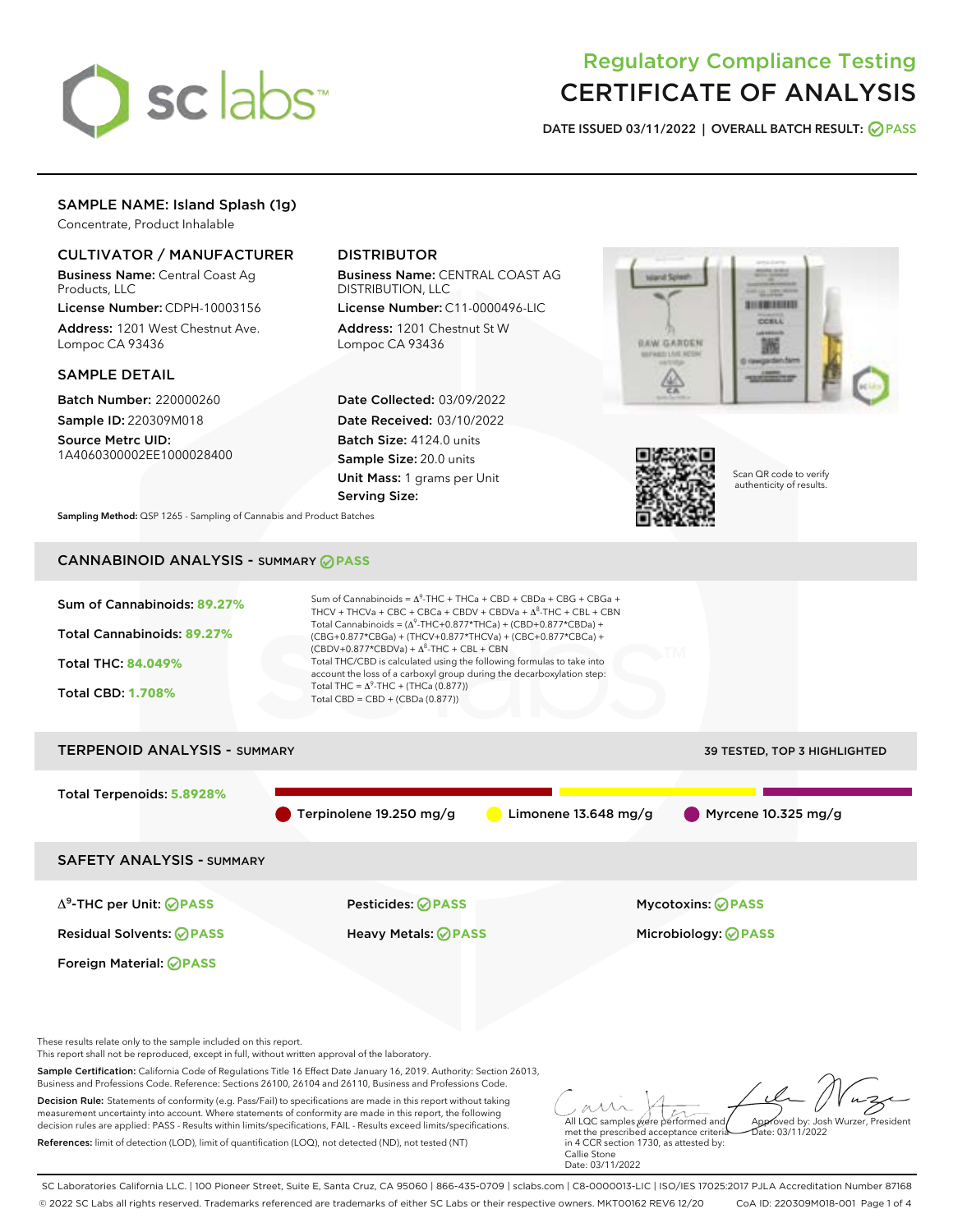# Regulatory Compliance Testing
# CERTIFICATE OF ANALYSIS

**DATE ISSUED** 03/11/2022 | **OVERALL BATCH RESULT:** PASS

## SAMPLE NAME: Island Splash (1g)

Concentrate, Product Inhalable

### CULTIVATOR / MANUFACTURER

**Business Name:** Central Coast Ag Products, LLC

**License Number:** CDPH-10003156

**Address:** 1201 West Chestnut Ave. Lompoc CA 93436

### DISTRIBUTOR

**Business Name:** CENTRAL COAST AG DISTRIBUTION, LLC

**License Number:** C11-0000496-LIC

**Address:** 1201 Chestnut St W Lompoc CA 93436

### SAMPLE DETAIL

**Batch Number:** 220000260

**Sample ID:** 220309M018

**Source Metrc UID:** 1A4060300002EE1000028400

**Date Collected:** 03/09/2022

**Date Received:** 03/10/2022

**Batch Size:** 4124.0 units

**Sample Size:** 20.0 units

**Unit Mass:** 1 grams per Unit

**Serving Size:**

Scan QR code to verify authenticity of results.

**Sampling Method:** QSP 1265 - Sampling of Cannabis and Product Batches

## CANNABINOID ANALYSIS - SUMMARY PASS

**Sum of Cannabinoids:** 89.27%

**Total Cannabinoids:** 89.27%

**Total THC:** 84.049%

**Total CBD:** 1.708%

Sum of Cannabinoids = $\Delta^9$-THC + THCa + CBD + CBDa + CBG + CBGa + THCV + THCVa + CBC + CBCa + CBDV + CBDVa + $\Delta^8$-THC + CBL + CBN

Total Cannabinoids = ($\Delta^9$-THC+0.877*THCa) + (CBD+0.877*CBDa) + (CBG+0.877*CBGa) + (THCV+0.877*THCVa) + (CBC+0.877*CBCa) + (CBDV+0.877*CBDVa) + $\Delta^8$-THC + CBL + CBN

Total THC/CBD is calculated using the following formulas to take into account the loss of a carboxyl group during the decarboxylation step:

Total THC = $\Delta^9$-THC + (THCa (0.877))

Total CBD = CBD + (CBDa (0.877))

## TERPENOID ANALYSIS - SUMMARY

39 TESTED, TOP 3 HIGHLIGHTED

**Total Terpenoids:** 5.8928%

Terpinolene 19.250 mg/g | Limonene 13.648 mg/g | Myrcene 10.325 mg/g

## SAFETY ANALYSIS - SUMMARY

| | | |
|---|---|---|
| $\Delta^9$-THC per Unit: PASS | Pesticides: PASS | Mycotoxins: PASS |
| Residual Solvents: PASS | Heavy Metals: PASS | Microbiology: PASS |
| Foreign Material: PASS | | |

These results relate only to the sample included on this report.
This report shall not be reproduced, except in full, without written approval of the laboratory.

**Sample Certification:** California Code of Regulations Title 16 Effect Date January 16, 2019. Authority: Section 26013, Business and Professions Code. Reference: Sections 26100, 26104 and 26110, Business and Professions Code.

**Decision Rule:** Statements of conformity (e.g. Pass/Fail) to specifications are made in this report without taking measurement uncertainty into account. Where statements of conformity are made in this report, the following decision rules are applied: PASS - Results within limits/specifications, FAIL - Results exceed limits/specifications.

**References:** limit of detection (LOD), limit of quantification (LOQ), not detected (ND), not tested (NT)

All LQC samples were performed and met the prescribed acceptance criteria in 4 CCR section 1730, as attested by: Callie Stone Date: 03/11/2022

Approved by: Josh Wurzer, President Date: 03/11/2022

SC Laboratories California LLC. | 100 Pioneer Street, Suite E, Santa Cruz, CA 95060 | 866-435-0709 | sclabs.com | C8-0000013-LIC | ISO/IES 17025:2017 PJLA Accreditation Number 87168
© 2022 SC Labs all rights reserved. Trademarks referenced are trademarks of either SC Labs or their respective owners. MKT00162 REV6 12/20 CoA ID: 220309M018-001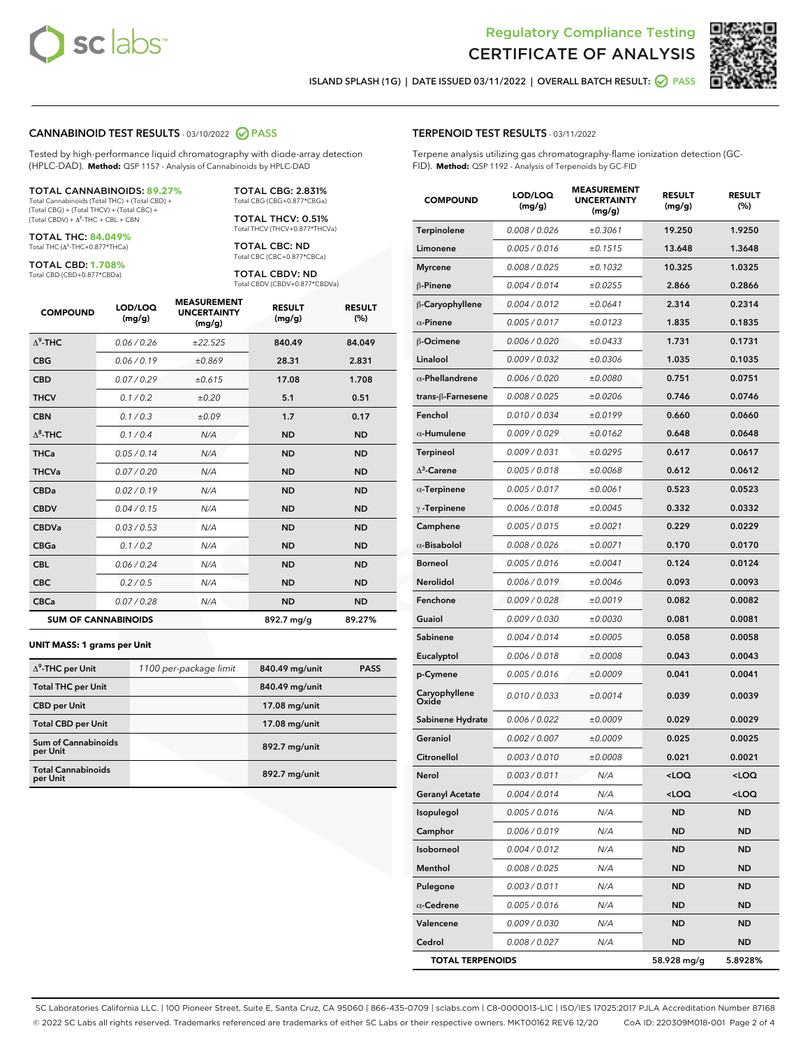Regulatory Compliance Testing
# CERTIFICATE OF ANALYSIS

ISLAND SPLASH (1G) | DATE ISSUED 03/11/2022 | OVERALL BATCH RESULT: PASS

## CANNABINOID TEST RESULTS - 03/10/2022 PASS

Tested by high-performance liquid chromatography with diode-array detection (HPLC-DAD). **Method:** QSP 1157 - Analysis of Cannabinoids by HPLC-DAD

**TOTAL CANNABINOIDS: 89.27%**
Total Cannabinoids (Total THC) + (Total CBD) + (Total CBG) + (Total THCV) + (Total CBC) + (Total CBDV) + $\Delta^8$-THC + CBL + CBN

**TOTAL THC: 84.049%**
Total THC ($\Delta^9$-THC+0.877*THCa)

**TOTAL CBD: 1.708%**
Total CBD (CBD+0.877*CBDa)

**TOTAL CBG: 2.831%**
Total CBG (CBG+0.877*CBGa)

**TOTAL THCV: 0.51%**
Total THCV (THCV+0.877*THCVa)

**TOTAL CBC: ND**
Total CBC (CBC+0.877*CBCa)

**TOTAL CBDV: ND**
Total CBDV (CBDV+0.877*CBDVa)

| COMPOUND | LOD/LOQ (mg/g) | MEASUREMENT UNCERTAINTY (mg/g) | RESULT (mg/g) | RESULT (%) |
|---|---|---|---|---|
| $\Delta^9$-THC | 0.06 / 0.26 | ±22.525 | 840.49 | 84.049 |
| CBG | 0.06 / 0.19 | ±0.869 | 28.31 | 2.831 |
| CBD | 0.07 / 0.29 | ±0.615 | 17.08 | 1.708 |
| THCV | 0.1 / 0.2 | ±0.20 | 5.1 | 0.51 |
| CBN | 0.1 / 0.3 | ±0.09 | 1.7 | 0.17 |
| $\Delta^8$-THC | 0.1 / 0.4 | N/A | ND | ND |
| THCa | 0.05 / 0.14 | N/A | ND | ND |
| THCVa | 0.07 / 0.20 | N/A | ND | ND |
| CBDa | 0.02 / 0.19 | N/A | ND | ND |
| CBDV | 0.04 / 0.15 | N/A | ND | ND |
| CBDVa | 0.03 / 0.53 | N/A | ND | ND |
| CBGa | 0.1 / 0.2 | N/A | ND | ND |
| CBL | 0.06 / 0.24 | N/A | ND | ND |
| CBC | 0.2 / 0.5 | N/A | ND | ND |
| CBCa | 0.07 / 0.28 | N/A | ND | ND |
| **SUM OF CANNABINOIDS** | | | 892.7 mg/g | 89.27% |

**UNIT MASS: 1 grams per Unit**

| | | | |
|---|---|---|---|
| $\Delta^9$-THC per Unit | 1100 per-package limit | 840.49 mg/unit | PASS |
| Total THC per Unit | | 840.49 mg/unit | |
| CBD per Unit | | 17.08 mg/unit | |
| Total CBD per Unit | | 17.08 mg/unit | |
| Sum of Cannabinoids per Unit | | 892.7 mg/unit | |
| Total Cannabinoids per Unit | | 892.7 mg/unit | |

## TERPENOID TEST RESULTS - 03/11/2022

Terpene analysis utilizing gas chromatography-flame ionization detection (GC-FID). **Method:** QSP 1192 - Analysis of Terpenoids by GC-FID

| COMPOUND | LOD/LOQ (mg/g) | MEASUREMENT UNCERTAINTY (mg/g) | RESULT (mg/g) | RESULT (%) |
|---|---|---|---|---|
| Terpinolene | 0.008 / 0.026 | ±0.3061 | 19.250 | 1.9250 |
| Limonene | 0.005 / 0.016 | ±0.1515 | 13.648 | 1.3648 |
| Myrcene | 0.008 / 0.025 | ±0.1032 | 10.325 | 1.0325 |
| β-Pinene | 0.004 / 0.014 | ±0.0255 | 2.866 | 0.2866 |
| β-Caryophyllene | 0.004 / 0.012 | ±0.0641 | 2.314 | 0.2314 |
| α-Pinene | 0.005 / 0.017 | ±0.0123 | 1.835 | 0.1835 |
| β-Ocimene | 0.006 / 0.020 | ±0.0433 | 1.731 | 0.1731 |
| Linalool | 0.009 / 0.032 | ±0.0306 | 1.035 | 0.1035 |
| α-Phellandrene | 0.006 / 0.020 | ±0.0080 | 0.751 | 0.0751 |
| trans-β-Farnesene | 0.008 / 0.025 | ±0.0206 | 0.746 | 0.0746 |
| Fenchol | 0.010 / 0.034 | ±0.0199 | 0.660 | 0.0660 |
| α-Humulene | 0.009 / 0.029 | ±0.0162 | 0.648 | 0.0648 |
| Terpineol | 0.009 / 0.031 | ±0.0295 | 0.617 | 0.0617 |
| $\Delta^3$-Carene | 0.005 / 0.018 | ±0.0068 | 0.612 | 0.0612 |
| α-Terpinene | 0.005 / 0.017 | ±0.0061 | 0.523 | 0.0523 |
| γ-Terpinene | 0.006 / 0.018 | ±0.0045 | 0.332 | 0.0332 |
| Camphene | 0.005 / 0.015 | ±0.0021 | 0.229 | 0.0229 |
| α-Bisabolol | 0.008 / 0.026 | ±0.0071 | 0.170 | 0.0170 |
| Borneol | 0.005 / 0.016 | ±0.0041 | 0.124 | 0.0124 |
| Nerolidol | 0.006 / 0.019 | ±0.0046 | 0.093 | 0.0093 |
| Fenchone | 0.009 / 0.028 | ±0.0019 | 0.082 | 0.0082 |
| Guaiol | 0.009 / 0.030 | ±0.0030 | 0.081 | 0.0081 |
| Sabinene | 0.004 / 0.014 | ±0.0005 | 0.058 | 0.0058 |
| Eucalyptol | 0.006 / 0.018 | ±0.0008 | 0.043 | 0.0043 |
| p-Cymene | 0.005 / 0.016 | ±0.0009 | 0.041 | 0.0041 |
| Caryophyllene Oxide | 0.010 / 0.033 | ±0.0014 | 0.039 | 0.0039 |
| Sabinene Hydrate | 0.006 / 0.022 | ±0.0009 | 0.029 | 0.0029 |
| Geraniol | 0.002 / 0.007 | ±0.0009 | 0.025 | 0.0025 |
| Citronellol | 0.003 / 0.010 | ±0.0008 | 0.021 | 0.0021 |
| Nerol | 0.003 / 0.011 | N/A | <LOQ | <LOQ |
| Geranyl Acetate | 0.004 / 0.014 | N/A | <LOQ | <LOQ |
| Isopulegol | 0.005 / 0.016 | N/A | ND | ND |
| Camphor | 0.006 / 0.019 | N/A | ND | ND |
| Isoborneol | 0.004 / 0.012 | N/A | ND | ND |
| Menthol | 0.008 / 0.025 | N/A | ND | ND |
| Pulegone | 0.003 / 0.011 | N/A | ND | ND |
| α-Cedrene | 0.005 / 0.016 | N/A | ND | ND |
| Valencene | 0.009 / 0.030 | N/A | ND | ND |
| Cedrol | 0.008 / 0.027 | N/A | ND | ND |
| **TOTAL TERPENOIDS** | | | 58.928 mg/g | 5.8928% |

SC Laboratories California LLC. | 100 Pioneer Street, Suite E, Santa Cruz, CA 95060 | 866-435-0709 | sclabs.com | C8-0000013-LIC | ISO/IES 17025:2017 PJLA Accreditation Number 87168
© 2022 SC Labs all rights reserved. Trademarks referenced are trademarks of either SC Labs or their respective owners. MKT00162 REV6 12/20 CoA ID: 220309M018-001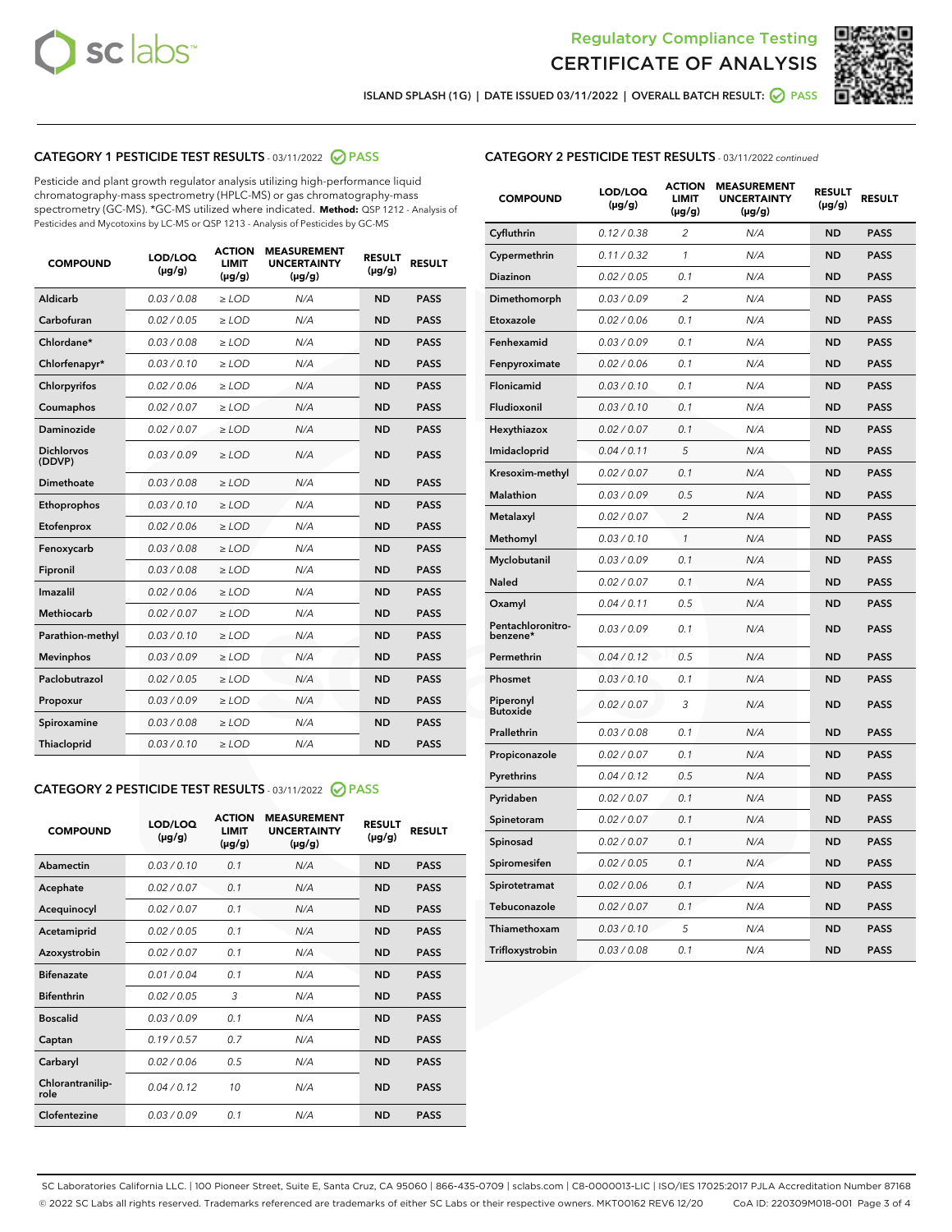Regulatory Compliance Testing
# CERTIFICATE OF ANALYSIS

ISLAND SPLASH (1G) | DATE ISSUED 03/11/2022 | OVERALL BATCH RESULT: PASS

## CATEGORY 1 PESTICIDE TEST RESULTS - 03/11/2022 PASS

Pesticide and plant growth regulator analysis utilizing high-performance liquid chromatography-mass spectrometry (HPLC-MS) or gas chromatography-mass spectrometry (GC-MS). *GC-MS utilized where indicated. **Method:** QSP 1212 - Analysis of Pesticides and Mycotoxins by LC-MS or QSP 1213 - Analysis of Pesticides by GC-MS

| COMPOUND | LOD/LOQ (µg/g) | ACTION LIMIT (µg/g) | MEASUREMENT UNCERTAINTY (µg/g) | RESULT (µg/g) | RESULT |
|---|---|---|---|---|---|
| Aldicarb | 0.03 / 0.08 | ≥ LOD | N/A | ND | PASS |
| Carbofuran | 0.02 / 0.05 | ≥ LOD | N/A | ND | PASS |
| Chlordane* | 0.03 / 0.08 | ≥ LOD | N/A | ND | PASS |
| Chlorfenapyr* | 0.03 / 0.10 | ≥ LOD | N/A | ND | PASS |
| Chlorpyrifos | 0.02 / 0.06 | ≥ LOD | N/A | ND | PASS |
| Coumaphos | 0.02 / 0.07 | ≥ LOD | N/A | ND | PASS |
| Daminozide | 0.02 / 0.07 | ≥ LOD | N/A | ND | PASS |
| Dichlorvos (DDVP) | 0.03 / 0.09 | ≥ LOD | N/A | ND | PASS |
| Dimethoate | 0.03 / 0.08 | ≥ LOD | N/A | ND | PASS |
| Ethoprophos | 0.03 / 0.10 | ≥ LOD | N/A | ND | PASS |
| Etofenprox | 0.02 / 0.06 | ≥ LOD | N/A | ND | PASS |
| Fenoxycarb | 0.03 / 0.08 | ≥ LOD | N/A | ND | PASS |
| Fipronil | 0.03 / 0.08 | ≥ LOD | N/A | ND | PASS |
| Imazalil | 0.02 / 0.06 | ≥ LOD | N/A | ND | PASS |
| Methiocarb | 0.02 / 0.07 | ≥ LOD | N/A | ND | PASS |
| Parathion-methyl | 0.03 / 0.10 | ≥ LOD | N/A | ND | PASS |
| Mevinphos | 0.03 / 0.09 | ≥ LOD | N/A | ND | PASS |
| Paclobutrazol | 0.02 / 0.05 | ≥ LOD | N/A | ND | PASS |
| Propoxur | 0.03 / 0.09 | ≥ LOD | N/A | ND | PASS |
| Spiroxamine | 0.03 / 0.08 | ≥ LOD | N/A | ND | PASS |
| Thiacloprid | 0.03 / 0.10 | ≥ LOD | N/A | ND | PASS |

## CATEGORY 2 PESTICIDE TEST RESULTS - 03/11/2022 PASS

| COMPOUND | LOD/LOQ (µg/g) | ACTION LIMIT (µg/g) | MEASUREMENT UNCERTAINTY (µg/g) | RESULT (µg/g) | RESULT |
|---|---|---|---|---|---|
| Abamectin | 0.03 / 0.10 | 0.1 | N/A | ND | PASS |
| Acephate | 0.02 / 0.07 | 0.1 | N/A | ND | PASS |
| Acequinocyl | 0.02 / 0.07 | 0.1 | N/A | ND | PASS |
| Acetamiprid | 0.02 / 0.05 | 0.1 | N/A | ND | PASS |
| Azoxystrobin | 0.02 / 0.07 | 0.1 | N/A | ND | PASS |
| Bifenazate | 0.01 / 0.04 | 0.1 | N/A | ND | PASS |
| Bifenthrin | 0.02 / 0.05 | 3 | N/A | ND | PASS |
| Boscalid | 0.03 / 0.09 | 0.1 | N/A | ND | PASS |
| Captan | 0.19 / 0.57 | 0.7 | N/A | ND | PASS |
| Carbaryl | 0.02 / 0.06 | 0.5 | N/A | ND | PASS |
| Chlorantraniliprole | 0.04 / 0.12 | 10 | N/A | ND | PASS |
| Clofentezine | 0.03 / 0.09 | 0.1 | N/A | ND | PASS |
| Cyfluthrin | 0.12 / 0.38 | 2 | N/A | ND | PASS |
| Cypermethrin | 0.11 / 0.32 | 1 | N/A | ND | PASS |
| Diazinon | 0.02 / 0.05 | 0.1 | N/A | ND | PASS |
| Dimethomorph | 0.03 / 0.09 | 2 | N/A | ND | PASS |
| Etoxazole | 0.02 / 0.06 | 0.1 | N/A | ND | PASS |
| Fenhexamid | 0.03 / 0.09 | 0.1 | N/A | ND | PASS |
| Fenpyroximate | 0.02 / 0.06 | 0.1 | N/A | ND | PASS |
| Flonicamid | 0.03 / 0.10 | 0.1 | N/A | ND | PASS |
| Fludioxonil | 0.03 / 0.10 | 0.1 | N/A | ND | PASS |
| Hexythiazox | 0.02 / 0.07 | 0.1 | N/A | ND | PASS |
| Imidacloprid | 0.04 / 0.11 | 5 | N/A | ND | PASS |
| Kresoxim-methyl | 0.02 / 0.07 | 0.1 | N/A | ND | PASS |
| Malathion | 0.03 / 0.09 | 0.5 | N/A | ND | PASS |
| Metalaxyl | 0.02 / 0.07 | 2 | N/A | ND | PASS |
| Methomyl | 0.03 / 0.10 | 1 | N/A | ND | PASS |
| Myclobutanil | 0.03 / 0.09 | 0.1 | N/A | ND | PASS |
| Naled | 0.02 / 0.07 | 0.1 | N/A | ND | PASS |
| Oxamyl | 0.04 / 0.11 | 0.5 | N/A | ND | PASS |
| Pentachloronitrobenzene* | 0.03 / 0.09 | 0.1 | N/A | ND | PASS |
| Permethrin | 0.04 / 0.12 | 0.5 | N/A | ND | PASS |
| Phosmet | 0.03 / 0.10 | 0.1 | N/A | ND | PASS |
| Piperonyl Butoxide | 0.02 / 0.07 | 3 | N/A | ND | PASS |
| Prallethrin | 0.03 / 0.08 | 0.1 | N/A | ND | PASS |
| Propiconazole | 0.02 / 0.07 | 0.1 | N/A | ND | PASS |
| Pyrethrins | 0.04 / 0.12 | 0.5 | N/A | ND | PASS |
| Pyridaben | 0.02 / 0.07 | 0.1 | N/A | ND | PASS |
| Spinetoram | 0.02 / 0.07 | 0.1 | N/A | ND | PASS |
| Spinosad | 0.02 / 0.07 | 0.1 | N/A | ND | PASS |
| Spiromesifen | 0.02 / 0.05 | 0.1 | N/A | ND | PASS |
| Spirotetramat | 0.02 / 0.06 | 0.1 | N/A | ND | PASS |
| Tebuconazole | 0.02 / 0.07 | 0.1 | N/A | ND | PASS |
| Thiamethoxam | 0.03 / 0.10 | 5 | N/A | ND | PASS |
| Trifloxystrobin | 0.03 / 0.08 | 0.1 | N/A | ND | PASS |

SC Laboratories California LLC. | 100 Pioneer Street, Suite E, Santa Cruz, CA 95060 | 866-435-0709 | sclabs.com | C8-0000013-LIC | ISO/IES 17025:2017 PJLA Accreditation Number 87168
© 2022 SC Labs all rights reserved. Trademarks referenced are trademarks of either SC Labs or their respective owners. MKT00162 REV6 12/20 CoA ID: 220309M018-001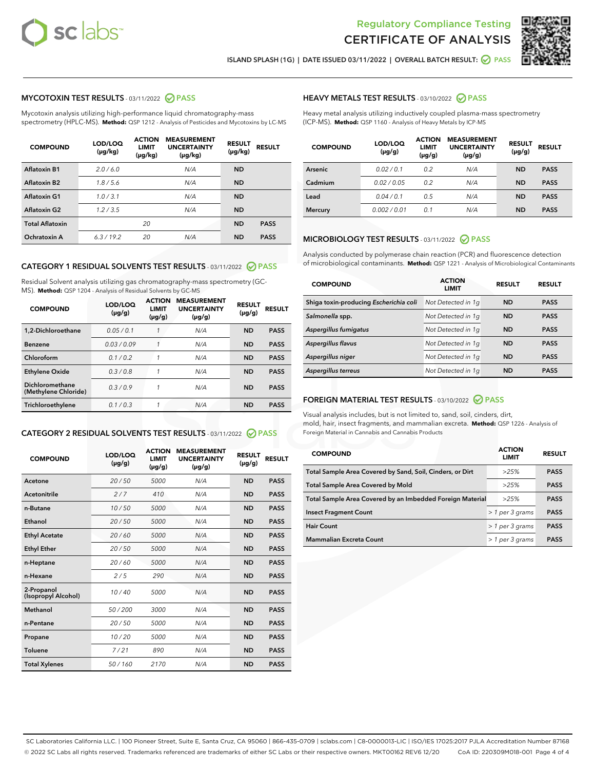Regulatory Compliance Testing

# CERTIFICATE OF ANALYSIS

ISLAND SPLASH (1G) | DATE ISSUED 03/11/2022 | OVERALL BATCH RESULT: PASS

## MYCOTOXIN TEST RESULTS - 03/11/2022 PASS

Mycotoxin analysis utilizing high-performance liquid chromatography-mass spectrometry (HPLC-MS). **Method:** QSP 1212 - Analysis of Pesticides and Mycotoxins by LC-MS

| COMPOUND | LOD/LOQ (μg/kg) | ACTION LIMIT (μg/kg) | MEASUREMENT UNCERTAINTY (μg/kg) | RESULT (μg/kg) | RESULT |
|---|---|---|---|---|---|
| Aflatoxin B1 | 2.0 / 6.0 | | N/A | ND | |
| Aflatoxin B2 | 1.8 / 5.6 | | N/A | ND | |
| Aflatoxin G1 | 1.0 / 3.1 | | N/A | ND | |
| Aflatoxin G2 | 1.2 / 3.5 | | N/A | ND | |
| Total Aflatoxin | | 20 | | ND | PASS |
| Ochratoxin A | 6.3 / 19.2 | 20 | N/A | ND | PASS |

## CATEGORY 1 RESIDUAL SOLVENTS TEST RESULTS - 03/11/2022 PASS

Residual Solvent analysis utilizing gas chromatography-mass spectrometry (GC-MS). **Method:** QSP 1204 - Analysis of Residual Solvents by GC-MS

| COMPOUND | LOD/LOQ (μg/g) | ACTION LIMIT (μg/g) | MEASUREMENT UNCERTAINTY (μg/g) | RESULT (μg/g) | RESULT |
|---|---|---|---|---|---|
| 1,2-Dichloroethane | 0.05 / 0.1 | 1 | N/A | ND | PASS |
| Benzene | 0.03 / 0.09 | 1 | N/A | ND | PASS |
| Chloroform | 0.1 / 0.2 | 1 | N/A | ND | PASS |
| Ethylene Oxide | 0.3 / 0.8 | 1 | N/A | ND | PASS |
| Dichloromethane (Methylene Chloride) | 0.3 / 0.9 | 1 | N/A | ND | PASS |
| Trichloroethylene | 0.1 / 0.3 | 1 | N/A | ND | PASS |

## CATEGORY 2 RESIDUAL SOLVENTS TEST RESULTS - 03/11/2022 PASS

| COMPOUND | LOD/LOQ (μg/g) | ACTION LIMIT (μg/g) | MEASUREMENT UNCERTAINTY (μg/g) | RESULT (μg/g) | RESULT |
|---|---|---|---|---|---|
| Acetone | 20 / 50 | 5000 | N/A | ND | PASS |
| Acetonitrile | 2 / 7 | 410 | N/A | ND | PASS |
| n-Butane | 10 / 50 | 5000 | N/A | ND | PASS |
| Ethanol | 20 / 50 | 5000 | N/A | ND | PASS |
| Ethyl Acetate | 20 / 60 | 5000 | N/A | ND | PASS |
| Ethyl Ether | 20 / 50 | 5000 | N/A | ND | PASS |
| n-Heptane | 20 / 60 | 5000 | N/A | ND | PASS |
| n-Hexane | 2 / 5 | 290 | N/A | ND | PASS |
| 2-Propanol (Isopropyl Alcohol) | 10 / 40 | 5000 | N/A | ND | PASS |
| Methanol | 50 / 200 | 3000 | N/A | ND | PASS |
| n-Pentane | 20 / 50 | 5000 | N/A | ND | PASS |
| Propane | 10 / 20 | 5000 | N/A | ND | PASS |
| Toluene | 7 / 21 | 890 | N/A | ND | PASS |
| Total Xylenes | 50 / 160 | 2170 | N/A | ND | PASS |

## HEAVY METALS TEST RESULTS - 03/10/2022 PASS

Heavy metal analysis utilizing inductively coupled plasma-mass spectrometry (ICP-MS). **Method:** QSP 1160 - Analysis of Heavy Metals by ICP-MS

| COMPOUND | LOD/LOQ (μg/g) | ACTION LIMIT (μg/g) | MEASUREMENT UNCERTAINTY (μg/g) | RESULT (μg/g) | RESULT |
|---|---|---|---|---|---|
| Arsenic | 0.02 / 0.1 | 0.2 | N/A | ND | PASS |
| Cadmium | 0.02 / 0.05 | 0.2 | N/A | ND | PASS |
| Lead | 0.04 / 0.1 | 0.5 | N/A | ND | PASS |
| Mercury | 0.002 / 0.01 | 0.1 | N/A | ND | PASS |

## MICROBIOLOGY TEST RESULTS - 03/11/2022 PASS

Analysis conducted by polymerase chain reaction (PCR) and fluorescence detection of microbiological contaminants. **Method:** QSP 1221 - Analysis of Microbiological Contaminants

| COMPOUND | ACTION LIMIT | RESULT | RESULT |
|---|---|---|---|
| Shiga toxin-producing *Escherichia coli* | Not Detected in 1g | ND | PASS |
| *Salmonella* spp. | Not Detected in 1g | ND | PASS |
| *Aspergillus fumigatus* | Not Detected in 1g | ND | PASS |
| *Aspergillus flavus* | Not Detected in 1g | ND | PASS |
| *Aspergillus niger* | Not Detected in 1g | ND | PASS |
| *Aspergillus terreus* | Not Detected in 1g | ND | PASS |

## FOREIGN MATERIAL TEST RESULTS - 03/10/2022 PASS

Visual analysis includes, but is not limited to, sand, soil, cinders, dirt, mold, hair, insect fragments, and mammalian excreta. **Method:** QSP 1226 - Analysis of Foreign Material in Cannabis and Cannabis Products

| COMPOUND | ACTION LIMIT | RESULT |
|---|---|---|
| Total Sample Area Covered by Sand, Soil, Cinders, or Dirt | >25% | PASS |
| Total Sample Area Covered by Mold | >25% | PASS |
| Total Sample Area Covered by an Imbedded Foreign Material | >25% | PASS |
| Insect Fragment Count | > 1 per 3 grams | PASS |
| Hair Count | > 1 per 3 grams | PASS |
| Mammalian Excreta Count | > 1 per 3 grams | PASS |

SC Laboratories California LLC. | 100 Pioneer Street, Suite E, Santa Cruz, CA 95060 | 866-435-0709 | sclabs.com | C8-0000013-LIC | ISO/IES 17025:2017 PJLA Accreditation Number 87168
© 2022 SC Labs all rights reserved. Trademarks referenced are trademarks of either SC Labs or their respective owners. MKT00162 REV6 12/20 CoA ID: 220309M018-001